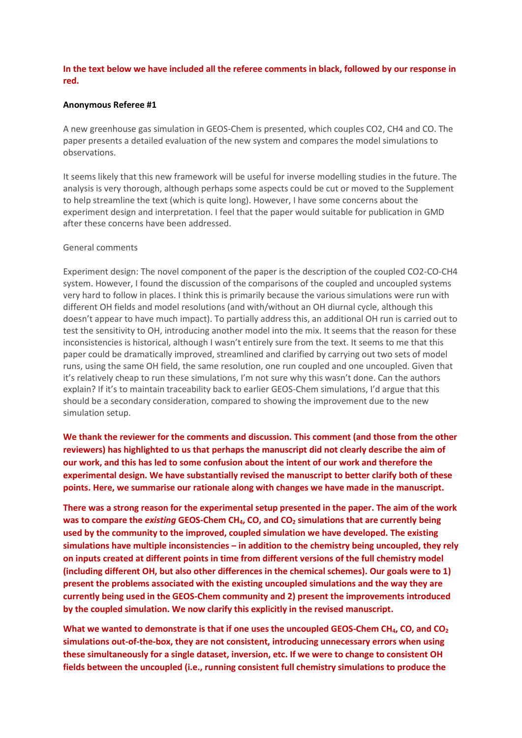**In the text below we have included all the referee comments in black, followed by our response in red.**

**Anonymous Referee #1**

A new greenhouse gas simulation in GEOS-Chem is presented, which couples CO2, CH4 and CO. The paper presents a detailed evaluation of the new system and compares the model simulations to observations.

It seems likely that this new framework will be useful for inverse modelling studies in the future. The analysis is very thorough, although perhaps some aspects could be cut or moved to the Supplement to help streamline the text (which is quite long). However, I have some concerns about the experiment design and interpretation. I feel that the paper would suitable for publication in GMD after these concerns have been addressed.

General comments

Experiment design: The novel component of the paper is the description of the coupled CO2-CO-CH4 system. However, I found the discussion of the comparisons of the coupled and uncoupled systems very hard to follow in places. I think this is primarily because the various simulations were run with different OH fields and model resolutions (and with/without an OH diurnal cycle, although this doesn't appear to have much impact). To partially address this, an additional OH run is carried out to test the sensitivity to OH, introducing another model into the mix. It seems that the reason for these inconsistencies is historical, although I wasn't entirely sure from the text. It seems to me that this paper could be dramatically improved, streamlined and clarified by carrying out two sets of model runs, using the same OH field, the same resolution, one run coupled and one uncoupled. Given that it's relatively cheap to run these simulations, I'm not sure why this wasn't done. Can the authors explain? If it's to maintain traceability back to earlier GEOS-Chem simulations, I'd argue that this should be a secondary consideration, compared to showing the improvement due to the new simulation setup.

**We thank the reviewer for the comments and discussion. This comment (and those from the other reviewers) has highlighted to us that perhaps the manuscript did not clearly describe the aim of our work, and this has led to some confusion about the intent of our work and therefore the experimental design. We have substantially revised the manuscript to better clarify both of these points. Here, we summarise our rationale along with changes we have made in the manuscript.**

**There was a strong reason for the experimental setup presented in the paper. The aim of the work was to compare the *existing* GEOS-Chem $CH_4$, CO, and $CO_2$ simulations that are currently being used by the community to the improved, coupled simulation we have developed. The existing simulations have multiple inconsistencies – in addition to the chemistry being uncoupled, they rely on inputs created at different points in time from different versions of the full chemistry model (including different OH, but also other differences in the chemical schemes). Our goals were to 1) present the problems associated with the existing uncoupled simulations and the way they are currently being used in the GEOS-Chem community and 2) present the improvements introduced by the coupled simulation. We now clarify this explicitly in the revised manuscript.**

**What we wanted to demonstrate is that if one uses the uncoupled GEOS-Chem $CH_4$, CO, and $CO_2$ simulations out-of-the-box, they are not consistent, introducing unnecessary errors when using these simultaneously for a single dataset, inversion, etc. If we were to change to consistent OH fields between the uncoupled (i.e., running consistent full chemistry simulations to produce the**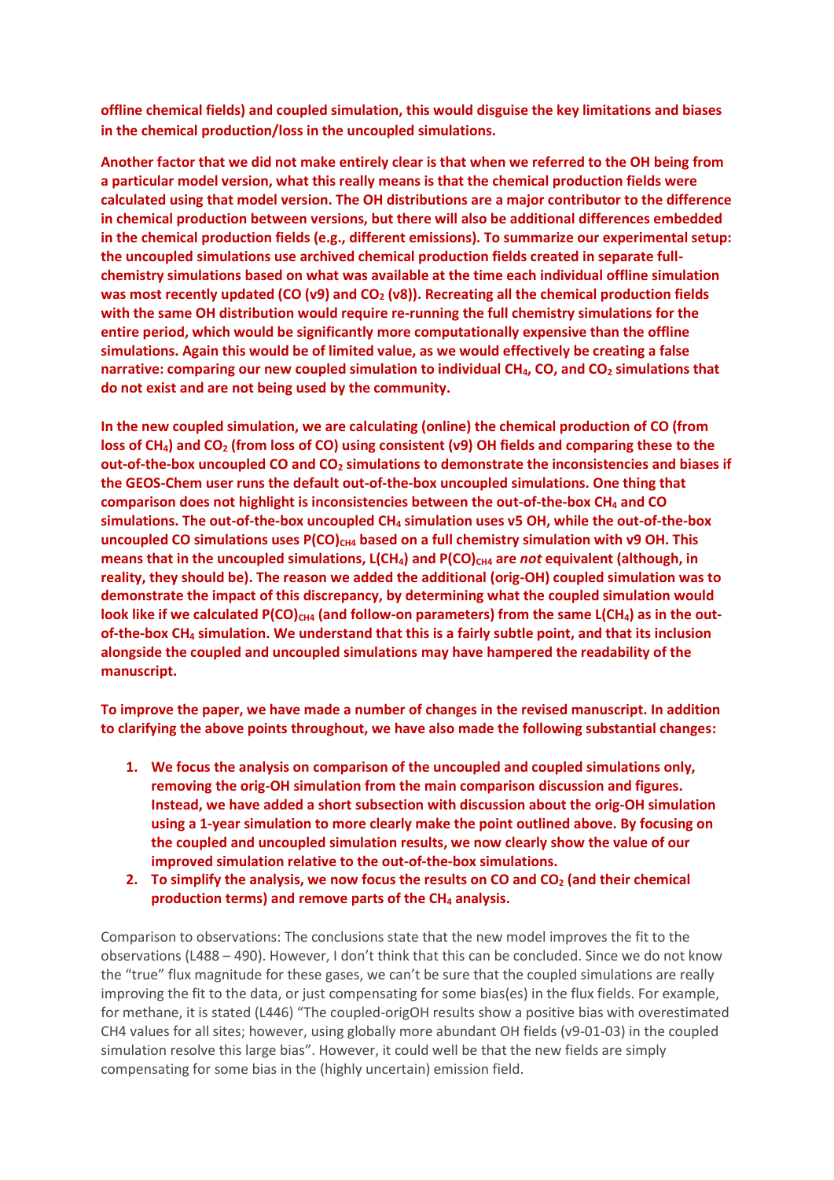**offline chemical fields) and coupled simulation, this would disguise the key limitations and biases in the chemical production/loss in the uncoupled simulations.**

**Another factor that we did not make entirely clear is that when we referred to the OH being from a particular model version, what this really means is that the chemical production fields were calculated using that model version. The OH distributions are a major contributor to the difference in chemical production between versions, but there will also be additional differences embedded in the chemical production fields (e.g., different emissions). To summarize our experimental setup: the uncoupled simulations use archived chemical production fields created in separate full-chemistry simulations based on what was available at the time each individual offline simulation was most recently updated (CO (v9) and $CO_2$ (v8)). Recreating all the chemical production fields with the same OH distribution would require re-running the full chemistry simulations for the entire period, which would be significantly more computationally expensive than the offline simulations. Again this would be of limited value, as we would effectively be creating a false narrative: comparing our new coupled simulation to individual $CH_4$, CO, and $CO_2$ simulations that do not exist and are not being used by the community.**

**In the new coupled simulation, we are calculating (online) the chemical production of CO (from loss of $CH_4$) and $CO_2$ (from loss of CO) using consistent (v9) OH fields and comparing these to the out-of-the-box uncoupled CO and $CO_2$ simulations to demonstrate the inconsistencies and biases if the GEOS-Chem user runs the default out-of-the-box uncoupled simulations. One thing that comparison does not highlight is inconsistencies between the out-of-the-box $CH_4$ and CO simulations. The out-of-the-box uncoupled $CH_4$ simulation uses v5 OH, while the out-of-the-box uncoupled CO simulations uses $P(CO)_{CH4}$ based on a full chemistry simulation with v9 OH. This means that in the uncoupled simulations, $L(CH_4)$ and $P(CO)_{CH4}$ are *not* equivalent (although, in reality, they should be). The reason we added the additional (orig-OH) coupled simulation was to demonstrate the impact of this discrepancy, by determining what the coupled simulation would look like if we calculated $P(CO)_{CH4}$ (and follow-on parameters) from the same $L(CH_4)$ as in the out-of-the-box $CH_4$ simulation. We understand that this is a fairly subtle point, and that its inclusion alongside the coupled and uncoupled simulations may have hampered the readability of the manuscript.**

**To improve the paper, we have made a number of changes in the revised manuscript. In addition to clarifying the above points throughout, we have also made the following substantial changes:**

1. **We focus the analysis on comparison of the uncoupled and coupled simulations only, removing the orig-OH simulation from the main comparison discussion and figures. Instead, we have added a short subsection with discussion about the orig-OH simulation using a 1-year simulation to more clearly make the point outlined above. By focusing on the coupled and uncoupled simulation results, we now clearly show the value of our improved simulation relative to the out-of-the-box simulations.**
2. **To simplify the analysis, we now focus the results on CO and $CO_2$ (and their chemical production terms) and remove parts of the $CH_4$ analysis.**

Comparison to observations: The conclusions state that the new model improves the fit to the observations (L488 – 490). However, I don't think that this can be concluded. Since we do not know the "true" flux magnitude for these gases, we can't be sure that the coupled simulations are really improving the fit to the data, or just compensating for some bias(es) in the flux fields. For example, for methane, it is stated (L446) "The coupled-origOH results show a positive bias with overestimated CH4 values for all sites; however, using globally more abundant OH fields (v9-01-03) in the coupled simulation resolve this large bias". However, it could well be that the new fields are simply compensating for some bias in the (highly uncertain) emission field.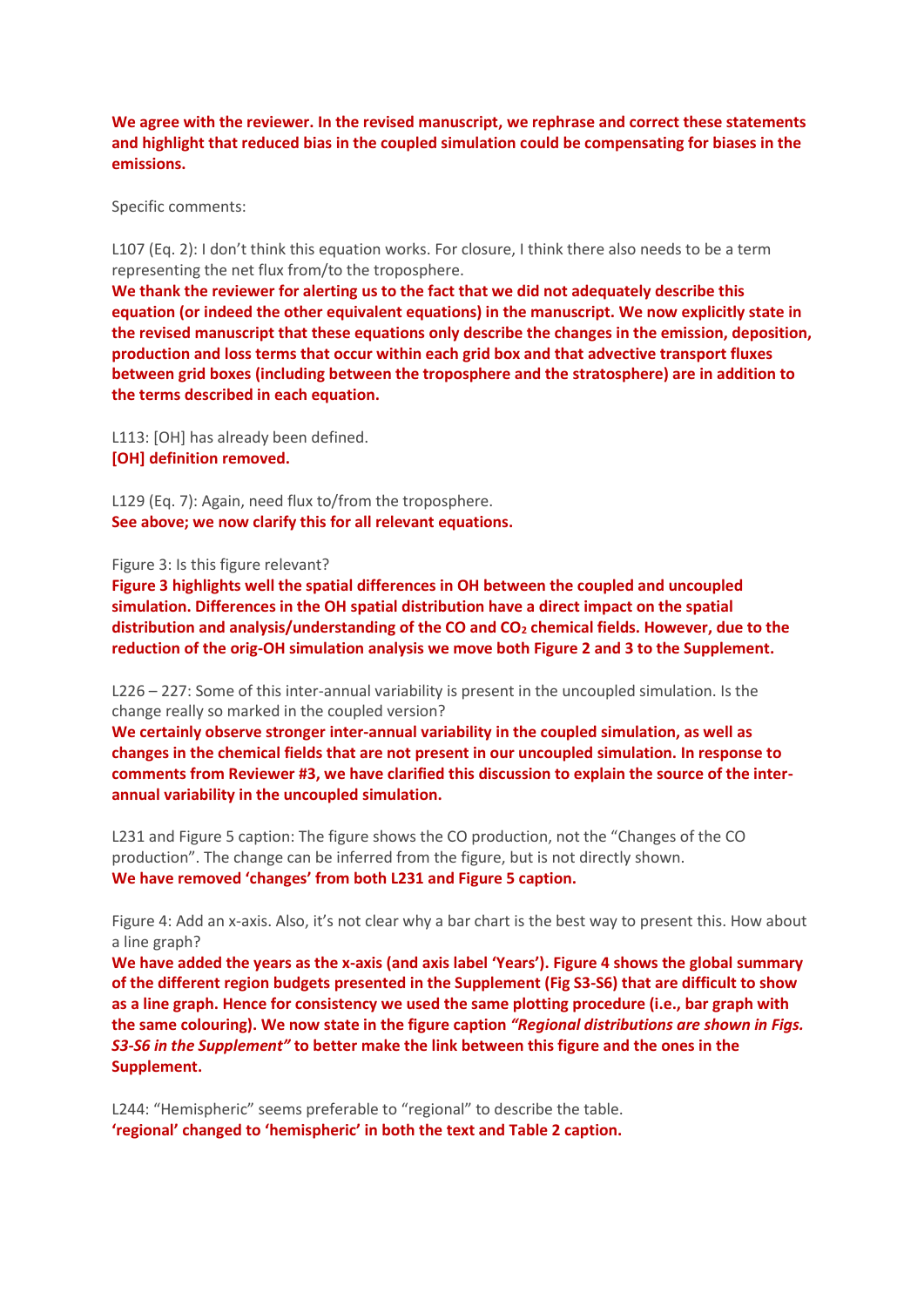**We agree with the reviewer. In the revised manuscript, we rephrase and correct these statements and highlight that reduced bias in the coupled simulation could be compensating for biases in the emissions.**

Specific comments:

L107 (Eq. 2): I don't think this equation works. For closure, I think there also needs to be a term representing the net flux from/to the troposphere.
**We thank the reviewer for alerting us to the fact that we did not adequately describe this equation (or indeed the other equivalent equations) in the manuscript. We now explicitly state in the revised manuscript that these equations only describe the changes in the emission, deposition, production and loss terms that occur within each grid box and that advective transport fluxes between grid boxes (including between the troposphere and the stratosphere) are in addition to the terms described in each equation.**

L113: [OH] has already been defined.
**[OH] definition removed.**

L129 (Eq. 7): Again, need flux to/from the troposphere.
**See above; we now clarify this for all relevant equations.**

Figure 3: Is this figure relevant?
**Figure 3 highlights well the spatial differences in OH between the coupled and uncoupled simulation. Differences in the OH spatial distribution have a direct impact on the spatial distribution and analysis/understanding of the CO and $CO_2$ chemical fields. However, due to the reduction of the orig-OH simulation analysis we move both Figure 2 and 3 to the Supplement.**

L226 – 227: Some of this inter-annual variability is present in the uncoupled simulation. Is the change really so marked in the coupled version?
**We certainly observe stronger inter-annual variability in the coupled simulation, as well as changes in the chemical fields that are not present in our uncoupled simulation. In response to comments from Reviewer #3, we have clarified this discussion to explain the source of the inter-annual variability in the uncoupled simulation.**

L231 and Figure 5 caption: The figure shows the CO production, not the "Changes of the CO production". The change can be inferred from the figure, but is not directly shown.
**We have removed 'changes' from both L231 and Figure 5 caption.**

Figure 4: Add an x-axis. Also, it's not clear why a bar chart is the best way to present this. How about a line graph?
**We have added the years as the x-axis (and axis label 'Years'). Figure 4 shows the global summary of the different region budgets presented in the Supplement (Fig S3-S6) that are difficult to show as a line graph. Hence for consistency we used the same plotting procedure (i.e., bar graph with the same colouring). We now state in the figure caption *"Regional distributions are shown in Figs. S3-S6 in the Supplement"* to better make the link between this figure and the ones in the Supplement.**

L244: "Hemispheric" seems preferable to "regional" to describe the table.
**'regional' changed to 'hemispheric' in both the text and Table 2 caption.**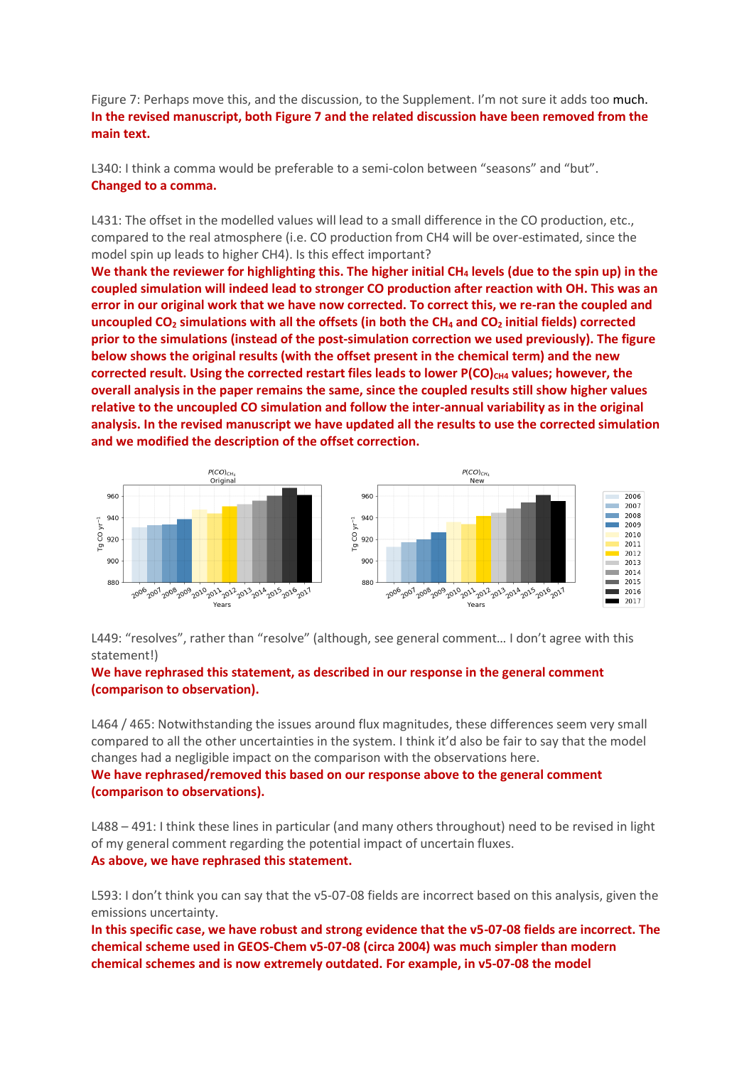Figure 7: Perhaps move this, and the discussion, to the Supplement. I'm not sure it adds too much.
**In the revised manuscript, both Figure 7 and the related discussion have been removed from the main text.**

L340: I think a comma would be preferable to a semi-colon between "seasons" and "but".
**Changed to a comma.**

L431: The offset in the modelled values will lead to a small difference in the CO production, etc., compared to the real atmosphere (i.e. CO production from CH4 will be over-estimated, since the model spin up leads to higher CH4). Is this effect important?
**We thank the reviewer for highlighting this. The higher initial $CH_4$ levels (due to the spin up) in the coupled simulation will indeed lead to stronger CO production after reaction with OH. This was an error in our original work that we have now corrected. To correct this, we re-ran the coupled and uncoupled $CO_2$ simulations with all the offsets (in both the $CH_4$ and $CO_2$ initial fields) corrected prior to the simulations (instead of the post-simulation correction we used previously). The figure below shows the original results (with the offset present in the chemical term) and the new corrected result. Using the corrected restart files leads to lower $P(CO)_{CH4}$ values; however, the overall analysis in the paper remains the same, since the coupled results still show higher values relative to the uncoupled CO simulation and follow the inter-annual variability as in the original analysis. In the revised manuscript we have updated all the results to use the corrected simulation and we modified the description of the offset correction.**

L449: "resolves", rather than "resolve" (although, see general comment… I don't agree with this statement!)
**We have rephrased this statement, as described in our response in the general comment (comparison to observation).**

L464 / 465: Notwithstanding the issues around flux magnitudes, these differences seem very small compared to all the other uncertainties in the system. I think it'd also be fair to say that the model changes had a negligible impact on the comparison with the observations here.
**We have rephrased/removed this based on our response above to the general comment (comparison to observations).**

L488 – 491: I think these lines in particular (and many others throughout) need to be revised in light of my general comment regarding the potential impact of uncertain fluxes.
**As above, we have rephrased this statement.**

L593: I don't think you can say that the v5-07-08 fields are incorrect based on this analysis, given the emissions uncertainty.
**In this specific case, we have robust and strong evidence that the v5-07-08 fields are incorrect. The chemical scheme used in GEOS-Chem v5-07-08 (circa 2004) was much simpler than modern chemical schemes and is now extremely outdated. For example, in v5-07-08 the model**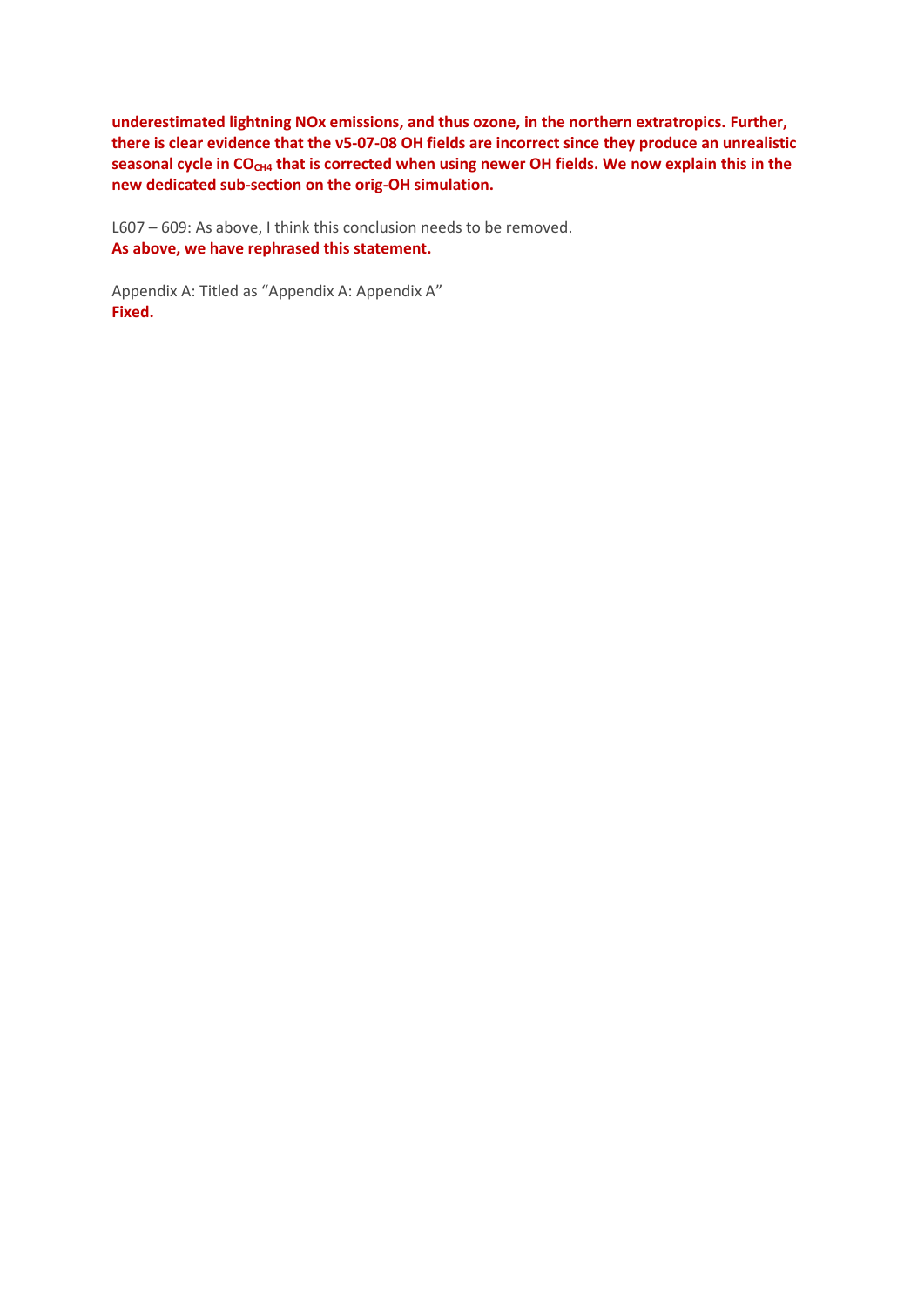**underestimated lightning NOx emissions, and thus ozone, in the northern extratropics. Further, there is clear evidence that the v5-07-08 OH fields are incorrect since they produce an unrealistic seasonal cycle in $CO_{CH4}$ that is corrected when using newer OH fields. We now explain this in the new dedicated sub-section on the orig-OH simulation.**

L607 – 609: As above, I think this conclusion needs to be removed.
**As above, we have rephrased this statement.**

Appendix A: Titled as “Appendix A: Appendix A”
**Fixed.**